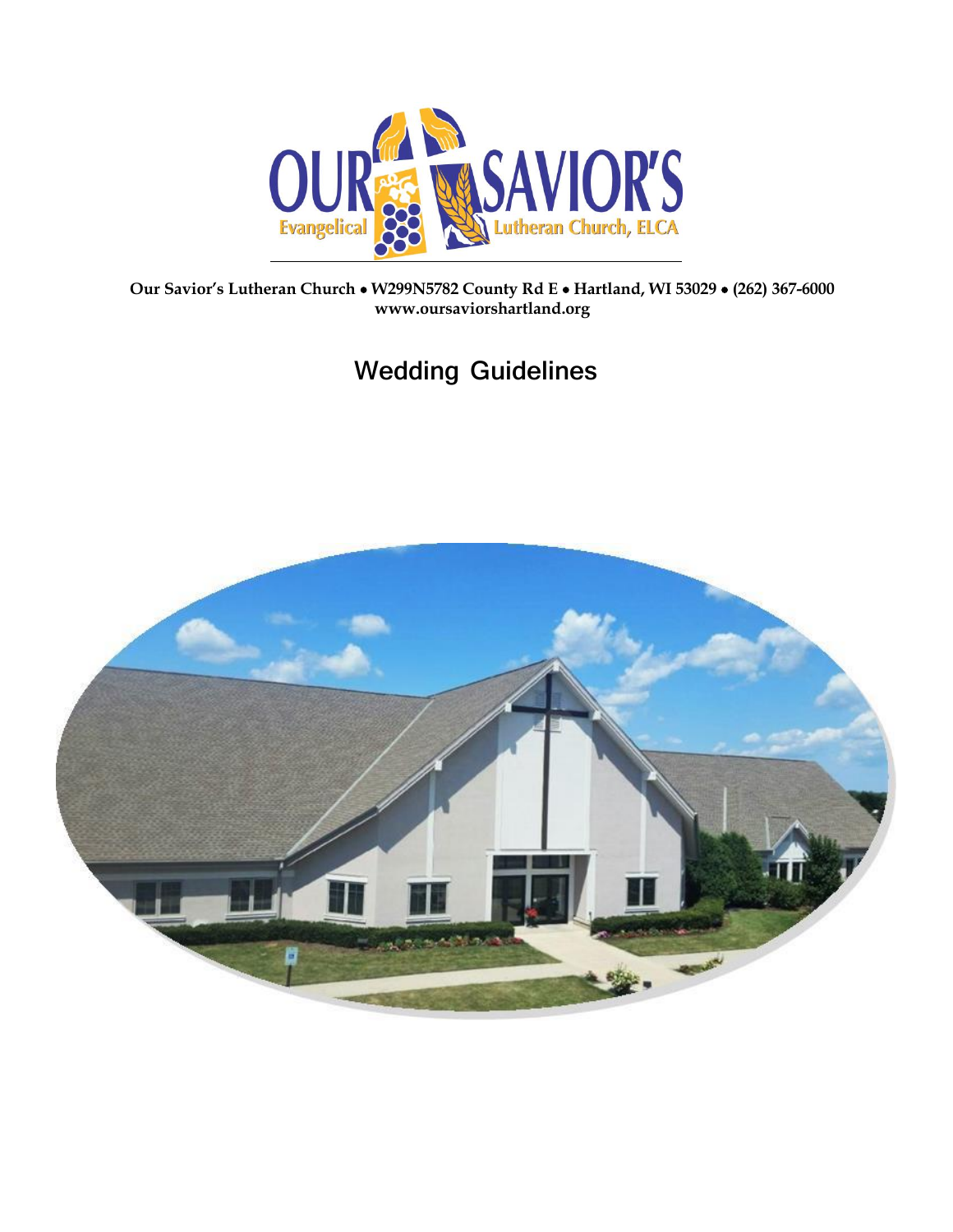**Our Savior's Lutheran Church • W299N5782 County Rd E • Hartland, WI 53029 • (262) 367-6000**
**www.oursaviorshartland.org**

# Wedding Guidelines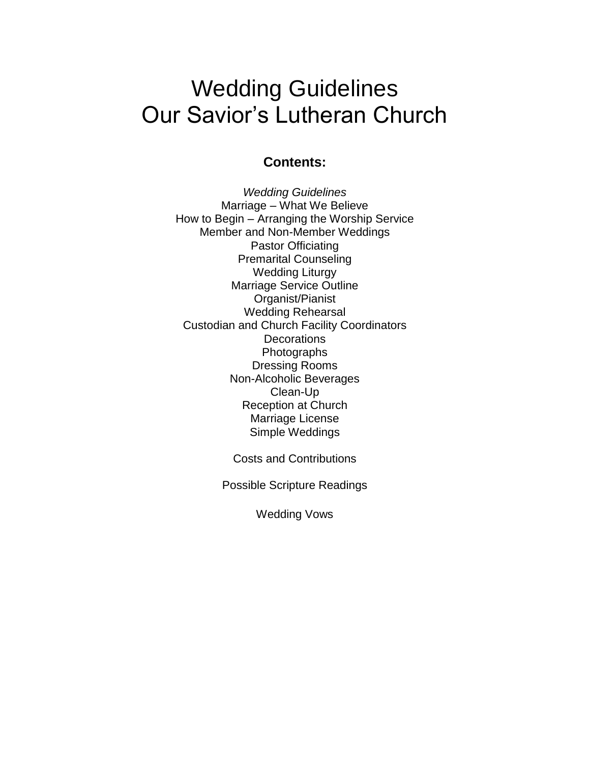# Wedding Guidelines
# Our Savior's Lutheran Church

**Contents:**

*Wedding Guidelines*
Marriage – What We Believe
How to Begin – Arranging the Worship Service
Member and Non-Member Weddings
Pastor Officiating
Premarital Counseling
Wedding Liturgy
Marriage Service Outline
Organist/Pianist
Wedding Rehearsal
Custodian and Church Facility Coordinators
Decorations
Photographs
Dressing Rooms
Non-Alcoholic Beverages
Clean-Up
Reception at Church
Marriage License
Simple Weddings

Costs and Contributions

Possible Scripture Readings

Wedding Vows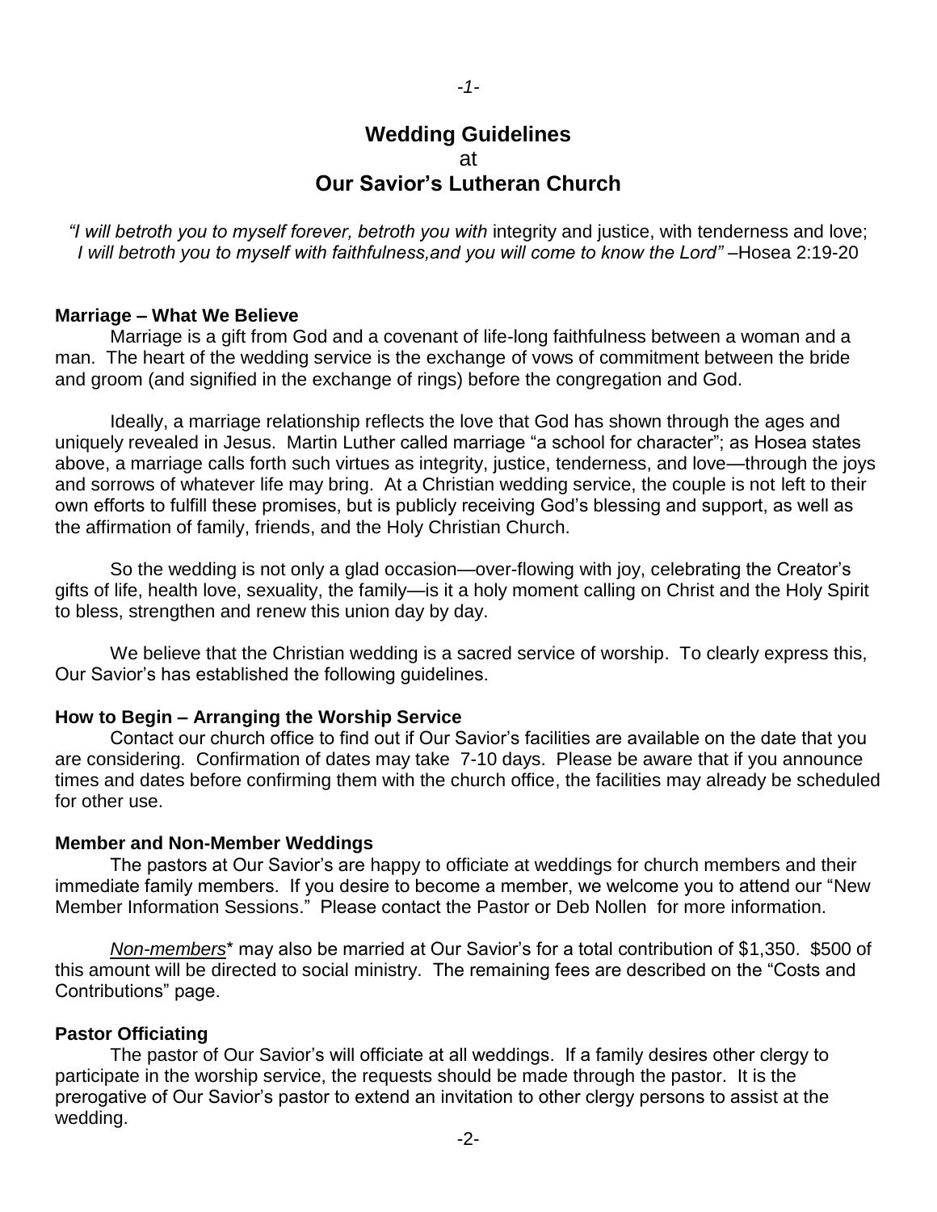# Wedding Guidelines
at
# Our Savior's Lutheran Church

*"I will betroth you to myself forever, betroth you with* integrity and justice, with tenderness and love; *I will betroth you to myself with faithfulness,and you will come to know the Lord"* –Hosea 2:19-20

**Marriage – What We Believe**

Marriage is a gift from God and a covenant of life-long faithfulness between a woman and a man. The heart of the wedding service is the exchange of vows of commitment between the bride and groom (and signified in the exchange of rings) before the congregation and God.

Ideally, a marriage relationship reflects the love that God has shown through the ages and uniquely revealed in Jesus. Martin Luther called marriage "a school for character"; as Hosea states above, a marriage calls forth such virtues as integrity, justice, tenderness, and love—through the joys and sorrows of whatever life may bring. At a Christian wedding service, the couple is not left to their own efforts to fulfill these promises, but is publicly receiving God's blessing and support, as well as the affirmation of family, friends, and the Holy Christian Church.

So the wedding is not only a glad occasion—over-flowing with joy, celebrating the Creator's gifts of life, health love, sexuality, the family—is it a holy moment calling on Christ and the Holy Spirit to bless, strengthen and renew this union day by day.

We believe that the Christian wedding is a sacred service of worship. To clearly express this, Our Savior's has established the following guidelines.

**How to Begin – Arranging the Worship Service**

Contact our church office to find out if Our Savior's facilities are available on the date that you are considering. Confirmation of dates may take 7-10 days. Please be aware that if you announce times and dates before confirming them with the church office, the facilities may already be scheduled for other use.

**Member and Non-Member Weddings**

The pastors at Our Savior's are happy to officiate at weddings for church members and their immediate family members. If you desire to become a member, we welcome you to attend our "New Member Information Sessions." Please contact the Pastor or Deb Nollen for more information.

*Non-members*\* may also be married at Our Savior's for a total contribution of $1,350. $500 of this amount will be directed to social ministry. The remaining fees are described on the "Costs and Contributions" page.

**Pastor Officiating**

The pastor of Our Savior's will officiate at all weddings. If a family desires other clergy to participate in the worship service, the requests should be made through the pastor. It is the prerogative of Our Savior's pastor to extend an invitation to other clergy persons to assist at the wedding.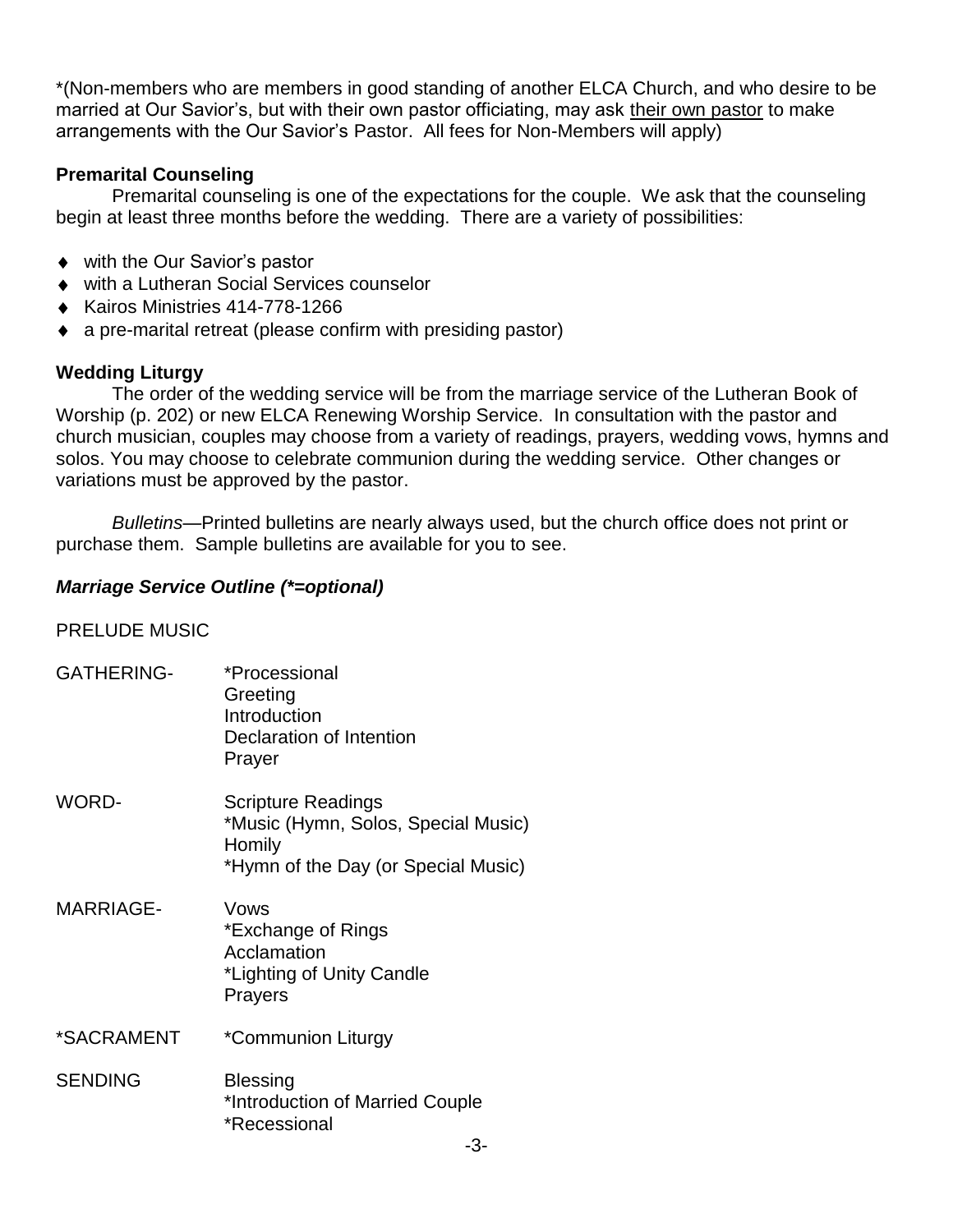*(Non-members who are members in good standing of another ELCA Church, and who desire to be married at Our Savior's, but with their own pastor officiating, may ask their own pastor to make arrangements with the Our Savior's Pastor. All fees for Non-Members will apply)

### Premarital Counseling

Premarital counseling is one of the expectations for the couple. We ask that the counseling begin at least three months before the wedding. There are a variety of possibilities:

- with the Our Savior's pastor
- with a Lutheran Social Services counselor
- Kairos Ministries 414-778-1266
- a pre-marital retreat (please confirm with presiding pastor)

### Wedding Liturgy

The order of the wedding service will be from the marriage service of the Lutheran Book of Worship (p. 202) or new ELCA Renewing Worship Service. In consultation with the pastor and church musician, couples may choose from a variety of readings, prayers, wedding vows, hymns and solos. You may choose to celebrate communion during the wedding service. Other changes or variations must be approved by the pastor.

*Bulletins*—Printed bulletins are nearly always used, but the church office does not print or purchase them. Sample bulletins are available for you to see.

### ***Marriage Service Outline (*=optional)***

PRELUDE MUSIC

GATHERING-
- *Processional
- Greeting
- Introduction
- Declaration of Intention
- Prayer

WORD-
- Scripture Readings
- *Music (Hymn, Solos, Special Music)
- Homily
- *Hymn of the Day (or Special Music)

MARRIAGE-
- Vows
- *Exchange of Rings
- Acclamation
- *Lighting of Unity Candle
- Prayers

*SACRAMENT
- *Communion Liturgy

SENDING
- Blessing
- *Introduction of Married Couple
- *Recessional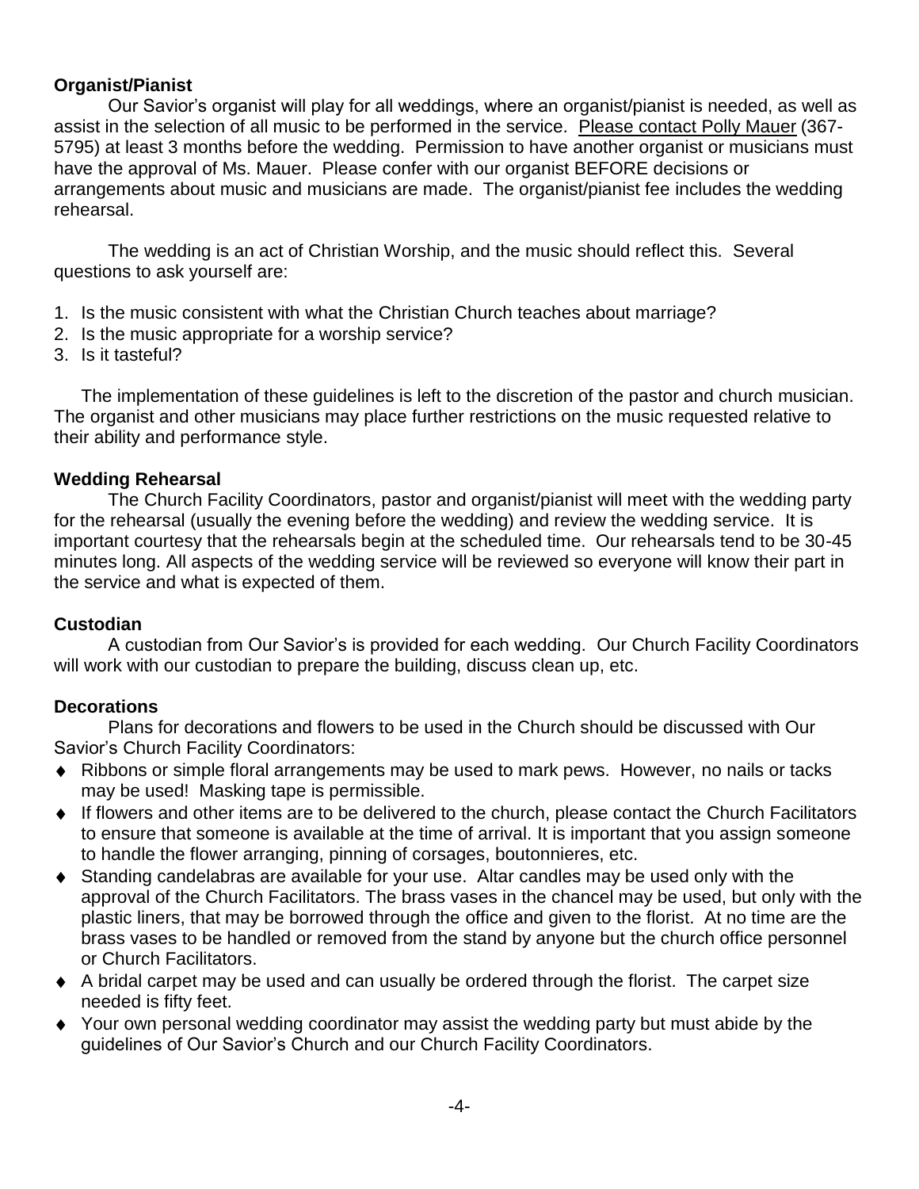**Organist/Pianist**

Our Savior's organist will play for all weddings, where an organist/pianist is needed, as well as assist in the selection of all music to be performed in the service. Please contact Polly Mauer (367-5795) at least 3 months before the wedding. Permission to have another organist or musicians must have the approval of Ms. Mauer. Please confer with our organist BEFORE decisions or arrangements about music and musicians are made. The organist/pianist fee includes the wedding rehearsal.

The wedding is an act of Christian Worship, and the music should reflect this. Several questions to ask yourself are:

1. Is the music consistent with what the Christian Church teaches about marriage?
2. Is the music appropriate for a worship service?
3. Is it tasteful?

The implementation of these guidelines is left to the discretion of the pastor and church musician. The organist and other musicians may place further restrictions on the music requested relative to their ability and performance style.

**Wedding Rehearsal**

The Church Facility Coordinators, pastor and organist/pianist will meet with the wedding party for the rehearsal (usually the evening before the wedding) and review the wedding service. It is important courtesy that the rehearsals begin at the scheduled time. Our rehearsals tend to be 30-45 minutes long. All aspects of the wedding service will be reviewed so everyone will know their part in the service and what is expected of them.

**Custodian**

A custodian from Our Savior's is provided for each wedding. Our Church Facility Coordinators will work with our custodian to prepare the building, discuss clean up, etc.

**Decorations**

Plans for decorations and flowers to be used in the Church should be discussed with Our Savior's Church Facility Coordinators:

- Ribbons or simple floral arrangements may be used to mark pews. However, no nails or tacks may be used! Masking tape is permissible.
- If flowers and other items are to be delivered to the church, please contact the Church Facilitators to ensure that someone is available at the time of arrival. It is important that you assign someone to handle the flower arranging, pinning of corsages, boutonnieres, etc.
- Standing candelabras are available for your use. Altar candles may be used only with the approval of the Church Facilitators. The brass vases in the chancel may be used, but only with the plastic liners, that may be borrowed through the office and given to the florist. At no time are the brass vases to be handled or removed from the stand by anyone but the church office personnel or Church Facilitators.
- A bridal carpet may be used and can usually be ordered through the florist. The carpet size needed is fifty feet.
- Your own personal wedding coordinator may assist the wedding party but must abide by the guidelines of Our Savior's Church and our Church Facility Coordinators.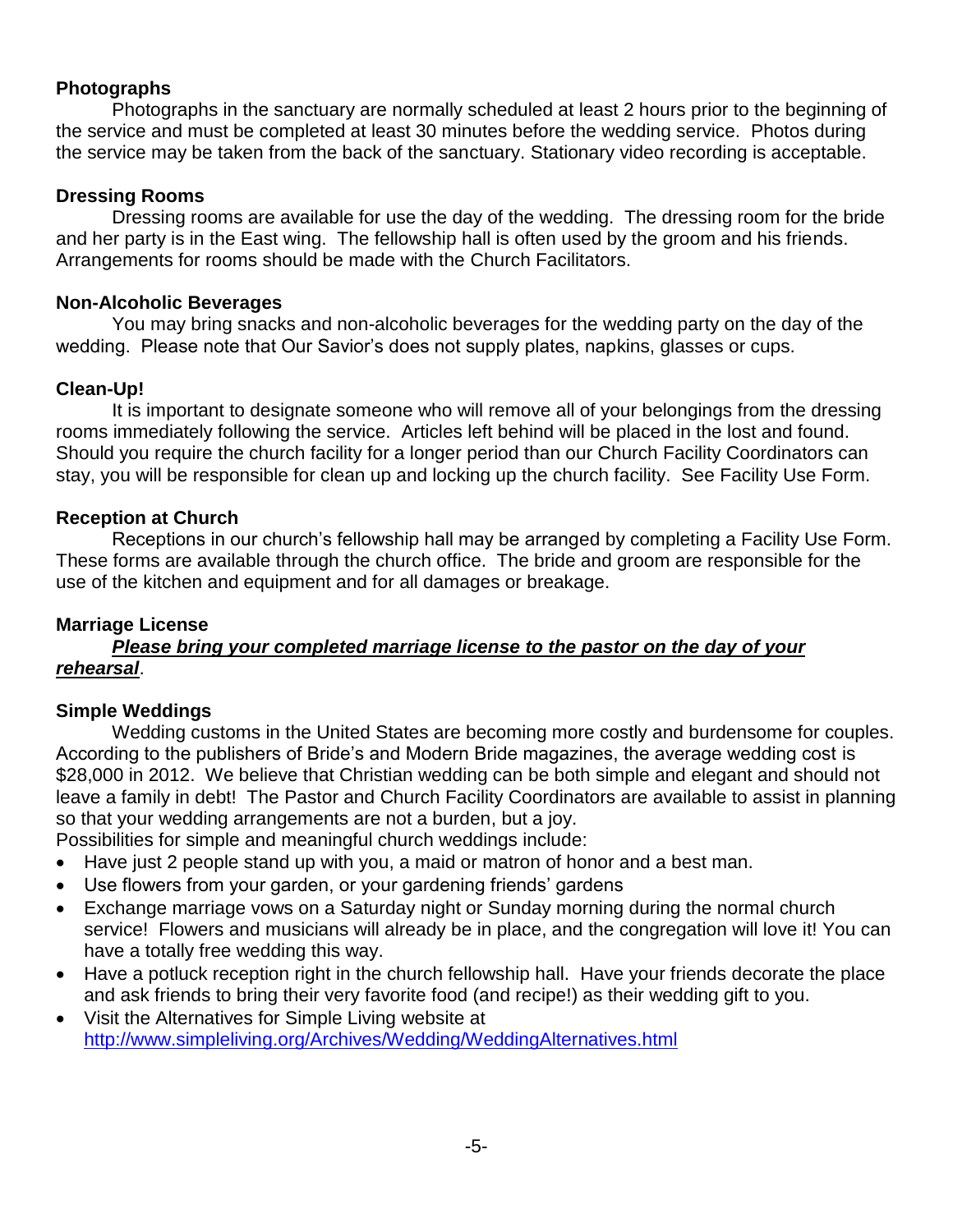### Photographs

Photographs in the sanctuary are normally scheduled at least 2 hours prior to the beginning of the service and must be completed at least 30 minutes before the wedding service. Photos during the service may be taken from the back of the sanctuary. Stationary video recording is acceptable.

### Dressing Rooms

Dressing rooms are available for use the day of the wedding. The dressing room for the bride and her party is in the East wing. The fellowship hall is often used by the groom and his friends. Arrangements for rooms should be made with the Church Facilitators.

### Non-Alcoholic Beverages

You may bring snacks and non-alcoholic beverages for the wedding party on the day of the wedding. Please note that Our Savior's does not supply plates, napkins, glasses or cups.

### Clean-Up!

It is important to designate someone who will remove all of your belongings from the dressing rooms immediately following the service. Articles left behind will be placed in the lost and found. Should you require the church facility for a longer period than our Church Facility Coordinators can stay, you will be responsible for clean up and locking up the church facility. See Facility Use Form.

### Reception at Church

Receptions in our church's fellowship hall may be arranged by completing a Facility Use Form. These forms are available through the church office. The bride and groom are responsible for the use of the kitchen and equipment and for all damages or breakage.

### Marriage License

***<u>Please bring your completed marriage license to the pastor on the day of your rehearsal</u>***.

### Simple Weddings

Wedding customs in the United States are becoming more costly and burdensome for couples. According to the publishers of Bride's and Modern Bride magazines, the average wedding cost is $28,000 in 2012. We believe that Christian wedding can be both simple and elegant and should not leave a family in debt! The Pastor and Church Facility Coordinators are available to assist in planning so that your wedding arrangements are not a burden, but a joy.

Possibilities for simple and meaningful church weddings include:

- Have just 2 people stand up with you, a maid or matron of honor and a best man.
- Use flowers from your garden, or your gardening friends' gardens
- Exchange marriage vows on a Saturday night or Sunday morning during the normal church service! Flowers and musicians will already be in place, and the congregation will love it! You can have a totally free wedding this way.
- Have a potluck reception right in the church fellowship hall. Have your friends decorate the place and ask friends to bring their very favorite food (and recipe!) as their wedding gift to you.
- Visit the Alternatives for Simple Living website at http://www.simpleliving.org/Archives/Wedding/WeddingAlternatives.html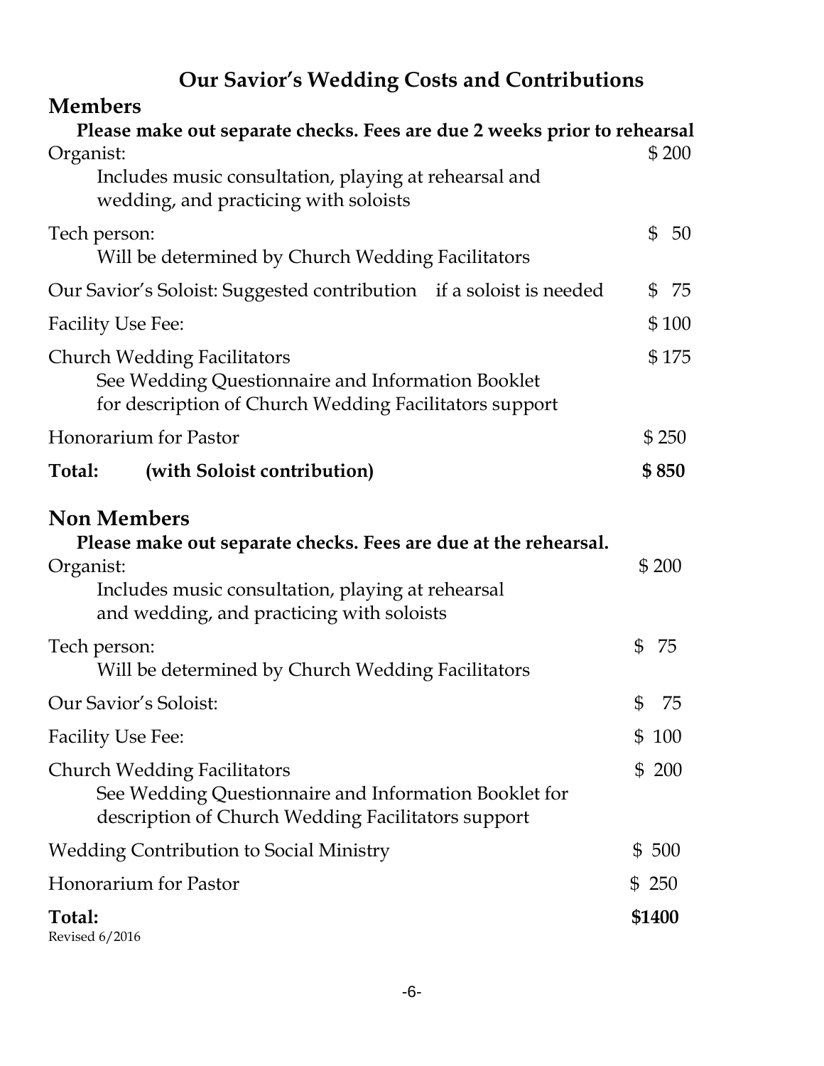# Our Savior's Wedding Costs and Contributions

## Members

**Please make out separate checks. Fees are due 2 weeks prior to rehearsal**

| Item | Amount |
|---|---|
| Organist:<br>Includes music consultation, playing at rehearsal and wedding, and practicing with soloists | $ 200 |
| Tech person:<br>Will be determined by Church Wedding Facilitators | $ 50 |
| Our Savior's Soloist: Suggested contribution if a soloist is needed | $ 75 |
| Facility Use Fee: | $ 100 |
| Church Wedding Facilitators<br>See Wedding Questionnaire and Information Booklet for description of Church Wedding Facilitators support | $ 175 |
| Honorarium for Pastor | $ 250 |
| **Total: (with Soloist contribution)** | **$ 850** |

## Non Members

**Please make out separate checks. Fees are due at the rehearsal.**

| Item | Amount |
|---|---|
| Organist:<br>Includes music consultation, playing at rehearsal and wedding, and practicing with soloists | $ 200 |
| Tech person:<br>Will be determined by Church Wedding Facilitators | $ 75 |
| Our Savior's Soloist: | $ 75 |
| Facility Use Fee: | $ 100 |
| Church Wedding Facilitators<br>See Wedding Questionnaire and Information Booklet for description of Church Wedding Facilitators support | $ 200 |
| Wedding Contribution to Social Ministry | $ 500 |
| Honorarium for Pastor | $ 250 |
| **Total:** | **$1400** |

Revised 6/2016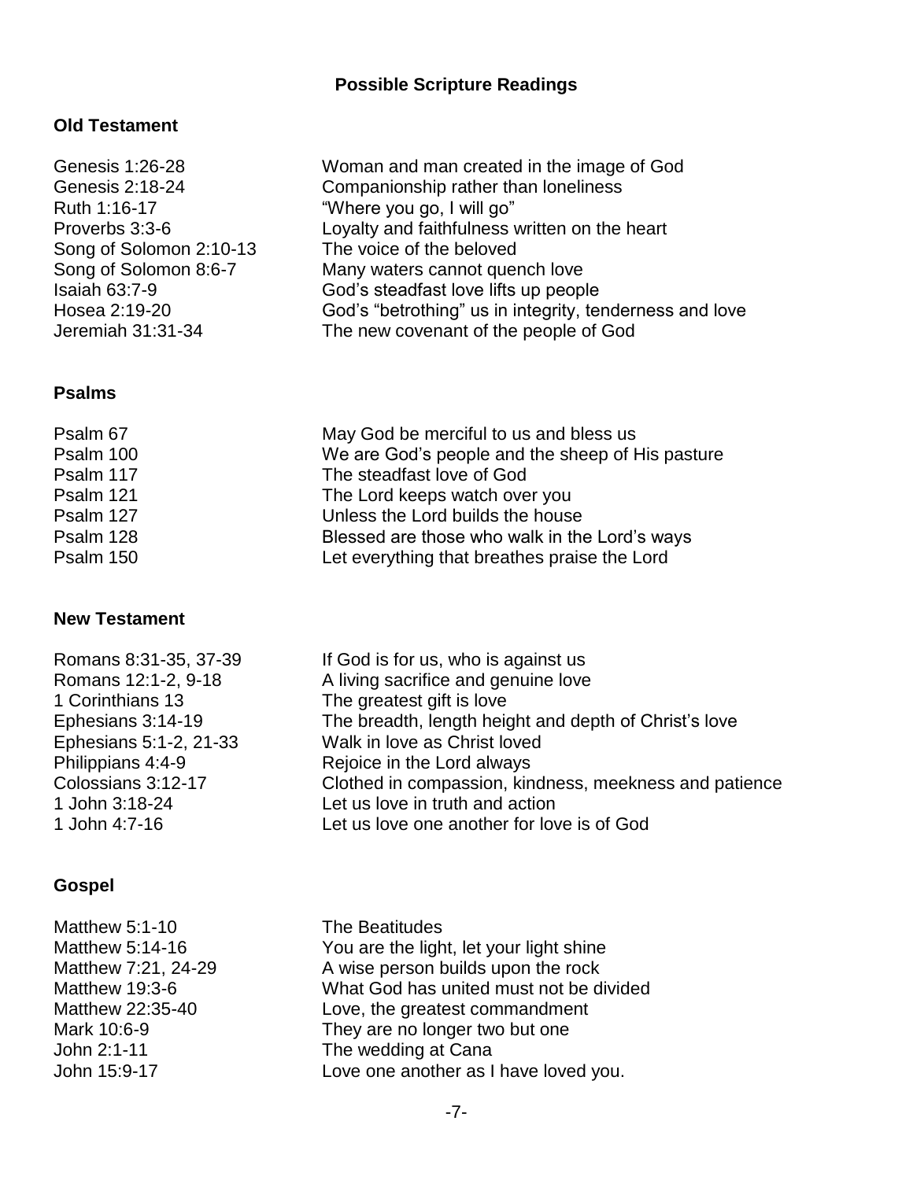## Possible Scripture Readings

### Old Testament

| | |
|---|---|
| Genesis 1:26-28 | Woman and man created in the image of God |
| Genesis 2:18-24 | Companionship rather than loneliness |
| Ruth 1:16-17 | "Where you go, I will go" |
| Proverbs 3:3-6 | Loyalty and faithfulness written on the heart |
| Song of Solomon 2:10-13 | The voice of the beloved |
| Song of Solomon 8:6-7 | Many waters cannot quench love |
| Isaiah 63:7-9 | God's steadfast love lifts up people |
| Hosea 2:19-20 | God's "betrothing" us in integrity, tenderness and love |
| Jeremiah 31:31-34 | The new covenant of the people of God |

### Psalms

| | |
|---|---|
| Psalm 67 | May God be merciful to us and bless us |
| Psalm 100 | We are God's people and the sheep of His pasture |
| Psalm 117 | The steadfast love of God |
| Psalm 121 | The Lord keeps watch over you |
| Psalm 127 | Unless the Lord builds the house |
| Psalm 128 | Blessed are those who walk in the Lord's ways |
| Psalm 150 | Let everything that breathes praise the Lord |

### New Testament

| | |
|---|---|
| Romans 8:31-35, 37-39 | If God is for us, who is against us |
| Romans 12:1-2, 9-18 | A living sacrifice and genuine love |
| 1 Corinthians 13 | The greatest gift is love |
| Ephesians 3:14-19 | The breadth, length height and depth of Christ's love |
| Ephesians 5:1-2, 21-33 | Walk in love as Christ loved |
| Philippians 4:4-9 | Rejoice in the Lord always |
| Colossians 3:12-17 | Clothed in compassion, kindness, meekness and patience |
| 1 John 3:18-24 | Let us love in truth and action |
| 1 John 4:7-16 | Let us love one another for love is of God |

### Gospel

| | |
|---|---|
| Matthew 5:1-10 | The Beatitudes |
| Matthew 5:14-16 | You are the light, let your light shine |
| Matthew 7:21, 24-29 | A wise person builds upon the rock |
| Matthew 19:3-6 | What God has united must not be divided |
| Matthew 22:35-40 | Love, the greatest commandment |
| Mark 10:6-9 | They are no longer two but one |
| John 2:1-11 | The wedding at Cana |
| John 15:9-17 | Love one another as I have loved you. |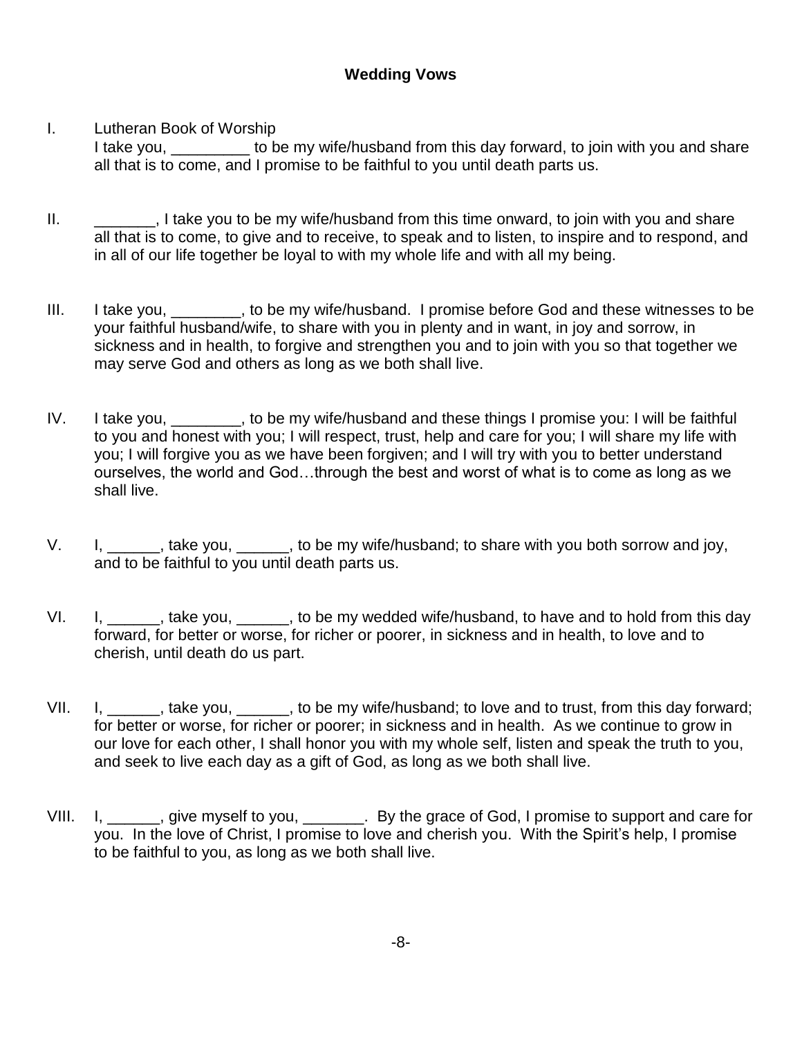## Wedding Vows

I. Lutheran Book of Worship
   I take you, _________ to be my wife/husband from this day forward, to join with you and share all that is to come, and I promise to be faithful to you until death parts us.

II. _______, I take you to be my wife/husband from this time onward, to join with you and share all that is to come, to give and to receive, to speak and to listen, to inspire and to respond, and in all of our life together be loyal to with my whole life and with all my being.

III. I take you, ________, to be my wife/husband. I promise before God and these witnesses to be your faithful husband/wife, to share with you in plenty and in want, in joy and sorrow, in sickness and in health, to forgive and strengthen you and to join with you so that together we may serve God and others as long as we both shall live.

IV. I take you, ________, to be my wife/husband and these things I promise you: I will be faithful to you and honest with you; I will respect, trust, help and care for you; I will share my life with you; I will forgive you as we have been forgiven; and I will try with you to better understand ourselves, the world and God…through the best and worst of what is to come as long as we shall live.

V. I, ______, take you, ______, to be my wife/husband; to share with you both sorrow and joy, and to be faithful to you until death parts us.

VI. I, ______, take you, ______, to be my wedded wife/husband, to have and to hold from this day forward, for better or worse, for richer or poorer, in sickness and in health, to love and to cherish, until death do us part.

VII. I, ______, take you, ______, to be my wife/husband; to love and to trust, from this day forward; for better or worse, for richer or poorer; in sickness and in health. As we continue to grow in our love for each other, I shall honor you with my whole self, listen and speak the truth to you, and seek to live each day as a gift of God, as long as we both shall live.

VIII. I, ______, give myself to you, _______. By the grace of God, I promise to support and care for you. In the love of Christ, I promise to love and cherish you. With the Spirit's help, I promise to be faithful to you, as long as we both shall live.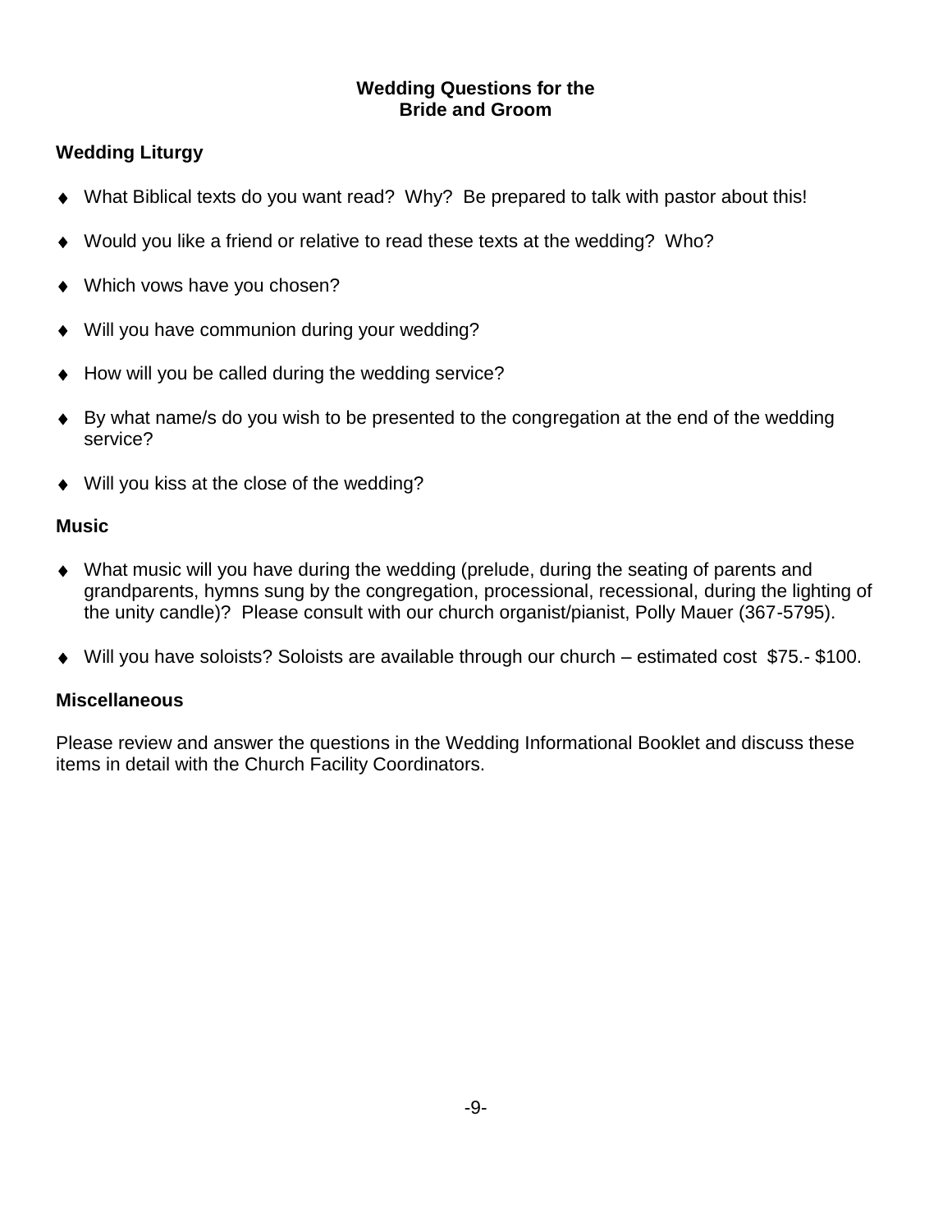**Wedding Questions for the Bride and Groom**

## Wedding Liturgy

- What Biblical texts do you want read? Why? Be prepared to talk with pastor about this!
- Would you like a friend or relative to read these texts at the wedding? Who?
- Which vows have you chosen?
- Will you have communion during your wedding?
- How will you be called during the wedding service?
- By what name/s do you wish to be presented to the congregation at the end of the wedding service?
- Will you kiss at the close of the wedding?

## Music

- What music will you have during the wedding (prelude, during the seating of parents and grandparents, hymns sung by the congregation, processional, recessional, during the lighting of the unity candle)? Please consult with our church organist/pianist, Polly Mauer (367-5795).
- Will you have soloists? Soloists are available through our church – estimated cost $75.- $100.

## Miscellaneous

Please review and answer the questions in the Wedding Informational Booklet and discuss these items in detail with the Church Facility Coordinators.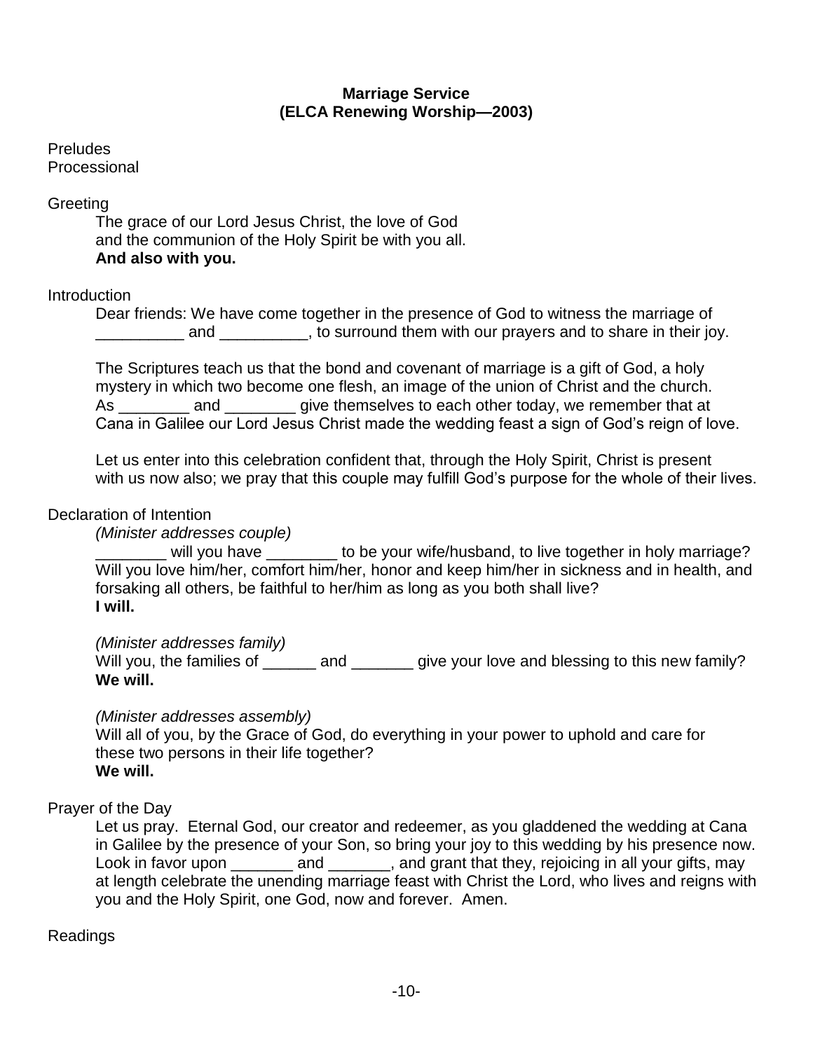**Marriage Service**
**(ELCA Renewing Worship—2003)**

Preludes
Processional

Greeting

The grace of our Lord Jesus Christ, the love of God
and the communion of the Holy Spirit be with you all.
**And also with you.**

Introduction

Dear friends: We have come together in the presence of God to witness the marriage of __________ and __________, to surround them with our prayers and to share in their joy.

The Scriptures teach us that the bond and covenant of marriage is a gift of God, a holy mystery in which two become one flesh, an image of the union of Christ and the church. As ________ and ________ give themselves to each other today, we remember that at Cana in Galilee our Lord Jesus Christ made the wedding feast a sign of God's reign of love.

Let us enter into this celebration confident that, through the Holy Spirit, Christ is present with us now also; we pray that this couple may fulfill God's purpose for the whole of their lives.

Declaration of Intention

*(Minister addresses couple)*

________ will you have ________ to be your wife/husband, to live together in holy marriage? Will you love him/her, comfort him/her, honor and keep him/her in sickness and in health, and forsaking all others, be faithful to her/him as long as you both shall live?
**I will.**

*(Minister addresses family)*

Will you, the families of ______ and _______ give your love and blessing to this new family?
**We will.**

*(Minister addresses assembly)*

Will all of you, by the Grace of God, do everything in your power to uphold and care for these two persons in their life together?
**We will.**

Prayer of the Day

Let us pray. Eternal God, our creator and redeemer, as you gladdened the wedding at Cana in Galilee by the presence of your Son, so bring your joy to this wedding by his presence now. Look in favor upon _______ and _______, and grant that they, rejoicing in all your gifts, may at length celebrate the unending marriage feast with Christ the Lord, who lives and reigns with you and the Holy Spirit, one God, now and forever. Amen.

Readings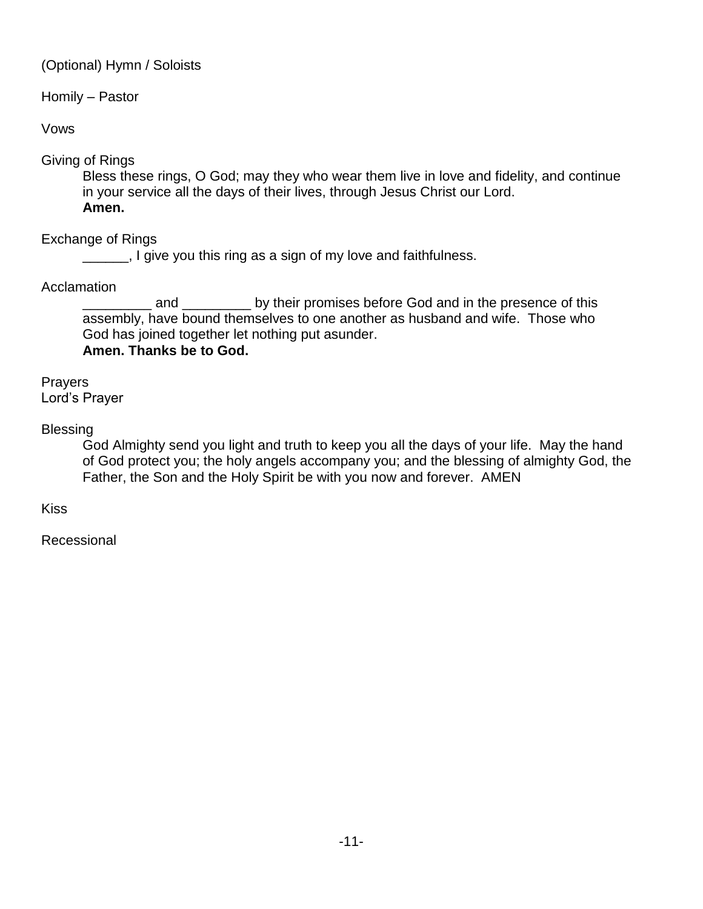(Optional) Hymn / Soloists

Homily – Pastor

Vows

Giving of Rings

Bless these rings, O God; may they who wear them live in love and fidelity, and continue in your service all the days of their lives, through Jesus Christ our Lord.
**Amen.**

Exchange of Rings

______, I give you this ring as a sign of my love and faithfulness.

Acclamation

_________ and _________ by their promises before God and in the presence of this assembly, have bound themselves to one another as husband and wife. Those who God has joined together let nothing put asunder.
**Amen. Thanks be to God.**

Prayers
Lord's Prayer

Blessing

God Almighty send you light and truth to keep you all the days of your life. May the hand of God protect you; the holy angels accompany you; and the blessing of almighty God, the Father, the Son and the Holy Spirit be with you now and forever. AMEN

Kiss

Recessional